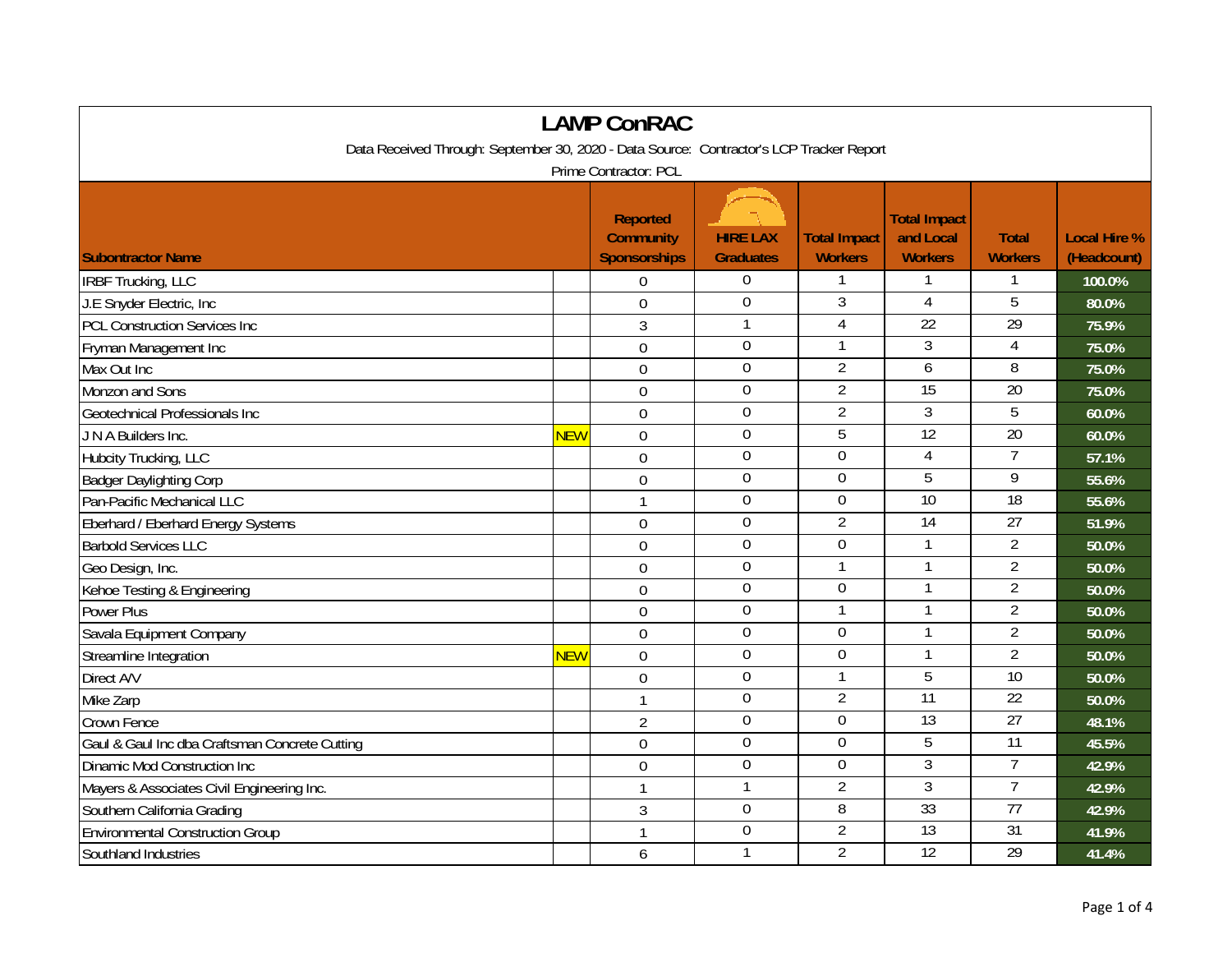# LAMP ConRAC

Data Received Through: September 30, 2020 - Data Source: Contractor's LCP Tracker Report

Prime Contractor: PCL

| Subontractor Name | | Reported Community Sponsorships | HIRE LAX Graduates | Total Impact Workers | Total Impact and Local Workers | Total Workers | Local Hire % (Headcount) |
|---|---|---|---|---|---|---|---|
| IRBF Trucking, LLC | | 0 | 0 | 1 | 1 | 1 | 100.0% |
| J.E Snyder Electric, Inc | | 0 | 0 | 3 | 4 | 5 | 80.0% |
| PCL Construction Services Inc | | 3 | 1 | 4 | 22 | 29 | 75.9% |
| Fryman Management Inc | | 0 | 0 | 1 | 3 | 4 | 75.0% |
| Max Out Inc | | 0 | 0 | 2 | 6 | 8 | 75.0% |
| Monzon and Sons | | 0 | 0 | 2 | 15 | 20 | 75.0% |
| Geotechnical Professionals Inc | | 0 | 0 | 2 | 3 | 5 | 60.0% |
| J N A Builders Inc. | NEW | 0 | 0 | 5 | 12 | 20 | 60.0% |
| Hubcity Trucking, LLC | | 0 | 0 | 0 | 4 | 7 | 57.1% |
| Badger Daylighting Corp | | 0 | 0 | 0 | 5 | 9 | 55.6% |
| Pan-Pacific Mechanical LLC | | 1 | 0 | 0 | 10 | 18 | 55.6% |
| Eberhard / Eberhard Energy Systems | | 0 | 0 | 2 | 14 | 27 | 51.9% |
| Barbold Services LLC | | 0 | 0 | 0 | 1 | 2 | 50.0% |
| Geo Design, Inc. | | 0 | 0 | 1 | 1 | 2 | 50.0% |
| Kehoe Testing & Engineering | | 0 | 0 | 0 | 1 | 2 | 50.0% |
| Power Plus | | 0 | 0 | 1 | 1 | 2 | 50.0% |
| Savala Equipment Company | | 0 | 0 | 0 | 1 | 2 | 50.0% |
| Streamline Integration | NEW | 0 | 0 | 0 | 1 | 2 | 50.0% |
| Direct A/V | | 0 | 0 | 1 | 5 | 10 | 50.0% |
| Mike Zarp | | 1 | 0 | 2 | 11 | 22 | 50.0% |
| Crown Fence | | 2 | 0 | 0 | 13 | 27 | 48.1% |
| Gaul & Gaul Inc dba Craftsman Concrete Cutting | | 0 | 0 | 0 | 5 | 11 | 45.5% |
| Dinamic Mod Construction Inc | | 0 | 0 | 0 | 3 | 7 | 42.9% |
| Mayers & Associates Civil Engineering Inc. | | 1 | 1 | 2 | 3 | 7 | 42.9% |
| Southern California Grading | | 3 | 0 | 8 | 33 | 77 | 42.9% |
| Environmental Construction Group | | 1 | 0 | 2 | 13 | 31 | 41.9% |
| Southland Industries | | 6 | 1 | 2 | 12 | 29 | 41.4% |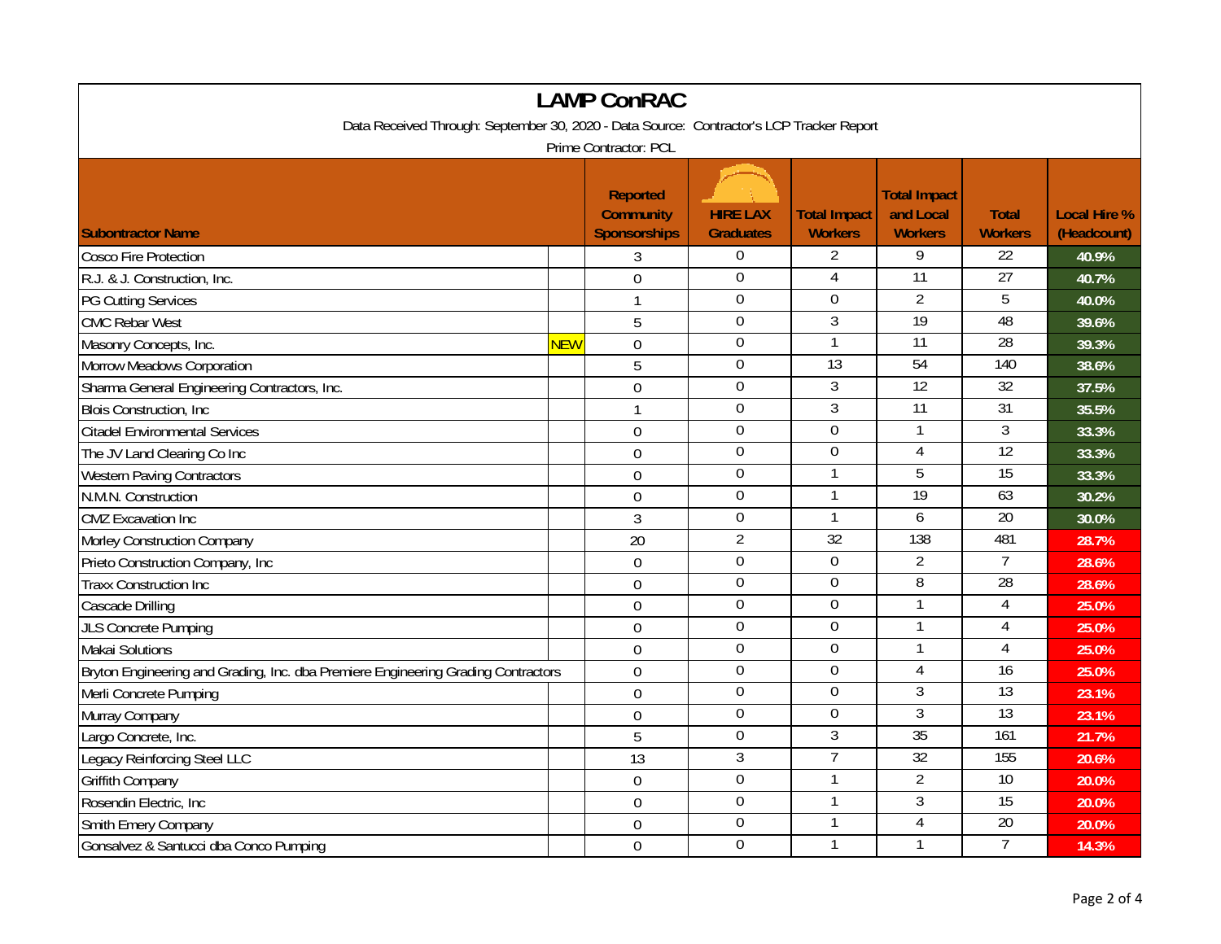# LAMP ConRAC

Data Received Through: September 30, 2020 - Data Source: Contractor's LCP Tracker Report

Prime Contractor: PCL

| Subcontractor Name | | Reported Community Sponsorships | HIRE LAX Graduates | Total Impact Workers | Total Impact and Local Workers | Total Workers | Local Hire % (Headcount) |
|---|---|---|---|---|---|---|---|
| Cosco Fire Protection | | 3 | 0 | 2 | 9 | 22 | 40.9% |
| R.J. & J. Construction, Inc. | | 0 | 0 | 4 | 11 | 27 | 40.7% |
| PG Cutting Services | | 1 | 0 | 0 | 2 | 5 | 40.0% |
| CMC Rebar West | | 5 | 0 | 3 | 19 | 48 | 39.6% |
| Masonry Concepts, Inc. | NEW | 0 | 0 | 1 | 11 | 28 | 39.3% |
| Morrow Meadows Corporation | | 5 | 0 | 13 | 54 | 140 | 38.6% |
| Sharma General Engineering Contractors, Inc. | | 0 | 0 | 3 | 12 | 32 | 37.5% |
| Blois Construction, Inc | | 1 | 0 | 3 | 11 | 31 | 35.5% |
| Citadel Environmental Services | | 0 | 0 | 0 | 1 | 3 | 33.3% |
| The JV Land Clearing Co Inc | | 0 | 0 | 0 | 4 | 12 | 33.3% |
| Western Paving Contractors | | 0 | 0 | 1 | 5 | 15 | 33.3% |
| N.M.N. Construction | | 0 | 0 | 1 | 19 | 63 | 30.2% |
| CMZ Excavation Inc | | 3 | 0 | 1 | 6 | 20 | 30.0% |
| Morley Construction Company | | 20 | 2 | 32 | 138 | 481 | 28.7% |
| Prieto Construction Company, Inc | | 0 | 0 | 0 | 2 | 7 | 28.6% |
| Traxx Construction Inc | | 0 | 0 | 0 | 8 | 28 | 28.6% |
| Cascade Drilling | | 0 | 0 | 0 | 1 | 4 | 25.0% |
| JLS Concrete Pumping | | 0 | 0 | 0 | 1 | 4 | 25.0% |
| Makai Solutions | | 0 | 0 | 0 | 1 | 4 | 25.0% |
| Bryton Engineering and Grading, Inc. dba Premiere Engineering Grading Contractors | | 0 | 0 | 0 | 4 | 16 | 25.0% |
| Merli Concrete Pumping | | 0 | 0 | 0 | 3 | 13 | 23.1% |
| Murray Company | | 0 | 0 | 0 | 3 | 13 | 23.1% |
| Largo Concrete, Inc. | | 5 | 0 | 3 | 35 | 161 | 21.7% |
| Legacy Reinforcing Steel LLC | | 13 | 3 | 7 | 32 | 155 | 20.6% |
| Griffith Company | | 0 | 0 | 1 | 2 | 10 | 20.0% |
| Rosendin Electric, Inc | | 0 | 0 | 1 | 3 | 15 | 20.0% |
| Smith Emery Company | | 0 | 0 | 1 | 4 | 20 | 20.0% |
| Gonsalvez & Santucci dba Conco Pumping | | 0 | 0 | 1 | 1 | 7 | 14.3% |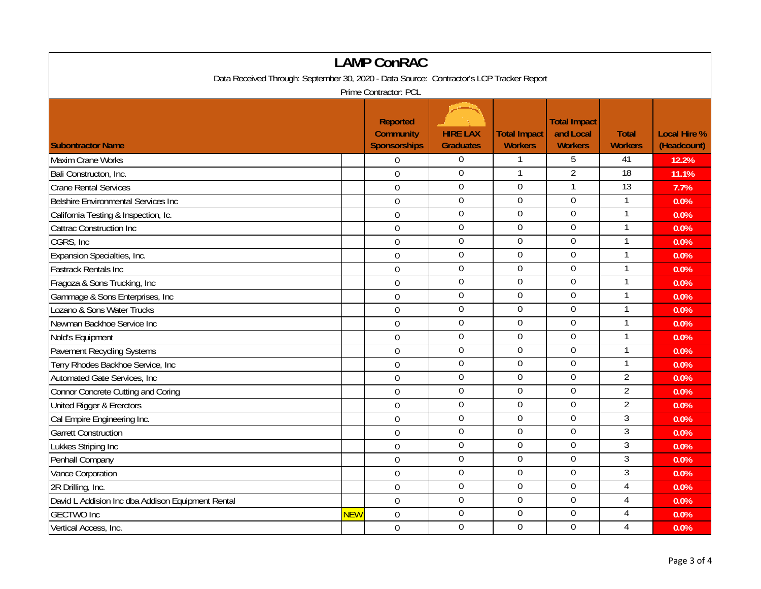# LAMP ConRAC

Data Received Through: September 30, 2020 - Data Source: Contractor's LCP Tracker Report

Prime Contractor: PCL

| Subcontractor Name | | Reported Community Sponsorships | HIRE LAX Graduates | Total Impact Workers | Total Impact and Local Workers | Total Workers | Local Hire % (Headcount) |
|---|---|---|---|---|---|---|---|
| Maxim Crane Works | | 0 | 0 | 1 | 5 | 41 | 12.2% |
| Bali Constructon, Inc. | | 0 | 0 | 1 | 2 | 18 | 11.1% |
| Crane Rental Services | | 0 | 0 | 0 | 1 | 13 | 7.7% |
| Belshire Environmental Services Inc | | 0 | 0 | 0 | 0 | 1 | 0.0% |
| California Testing & Inspection, Ic. | | 0 | 0 | 0 | 0 | 1 | 0.0% |
| Cattrac Construction Inc | | 0 | 0 | 0 | 0 | 1 | 0.0% |
| CGRS, Inc | | 0 | 0 | 0 | 0 | 1 | 0.0% |
| Expansion Specialties, Inc. | | 0 | 0 | 0 | 0 | 1 | 0.0% |
| Fastrack Rentals Inc | | 0 | 0 | 0 | 0 | 1 | 0.0% |
| Fragoza & Sons Trucking, Inc | | 0 | 0 | 0 | 0 | 1 | 0.0% |
| Gammage & Sons Enterprises, Inc | | 0 | 0 | 0 | 0 | 1 | 0.0% |
| Lozano & Sons Water Trucks | | 0 | 0 | 0 | 0 | 1 | 0.0% |
| Newman Backhoe Service Inc | | 0 | 0 | 0 | 0 | 1 | 0.0% |
| Nold's Equipment | | 0 | 0 | 0 | 0 | 1 | 0.0% |
| Pavement Recycling Systems | | 0 | 0 | 0 | 0 | 1 | 0.0% |
| Terry Rhodes Backhoe Service, Inc | | 0 | 0 | 0 | 0 | 1 | 0.0% |
| Automated Gate Services, Inc | | 0 | 0 | 0 | 0 | 2 | 0.0% |
| Connor Concrete Cutting and Coring | | 0 | 0 | 0 | 0 | 2 | 0.0% |
| United Rigger & Ererctors | | 0 | 0 | 0 | 0 | 2 | 0.0% |
| Cal Empire Engineering Inc. | | 0 | 0 | 0 | 0 | 3 | 0.0% |
| Garrett Construction | | 0 | 0 | 0 | 0 | 3 | 0.0% |
| Lukkes Striping Inc | | 0 | 0 | 0 | 0 | 3 | 0.0% |
| Penhall Company | | 0 | 0 | 0 | 0 | 3 | 0.0% |
| Vance Corporation | | 0 | 0 | 0 | 0 | 3 | 0.0% |
| 2R Drilling, Inc. | | 0 | 0 | 0 | 0 | 4 | 0.0% |
| David L Addision Inc dba Addison Equipment Rental | | 0 | 0 | 0 | 0 | 4 | 0.0% |
| GECTWO Inc | NEW | 0 | 0 | 0 | 0 | 4 | 0.0% |
| Vertical Access, Inc. | | 0 | 0 | 0 | 0 | 4 | 0.0% |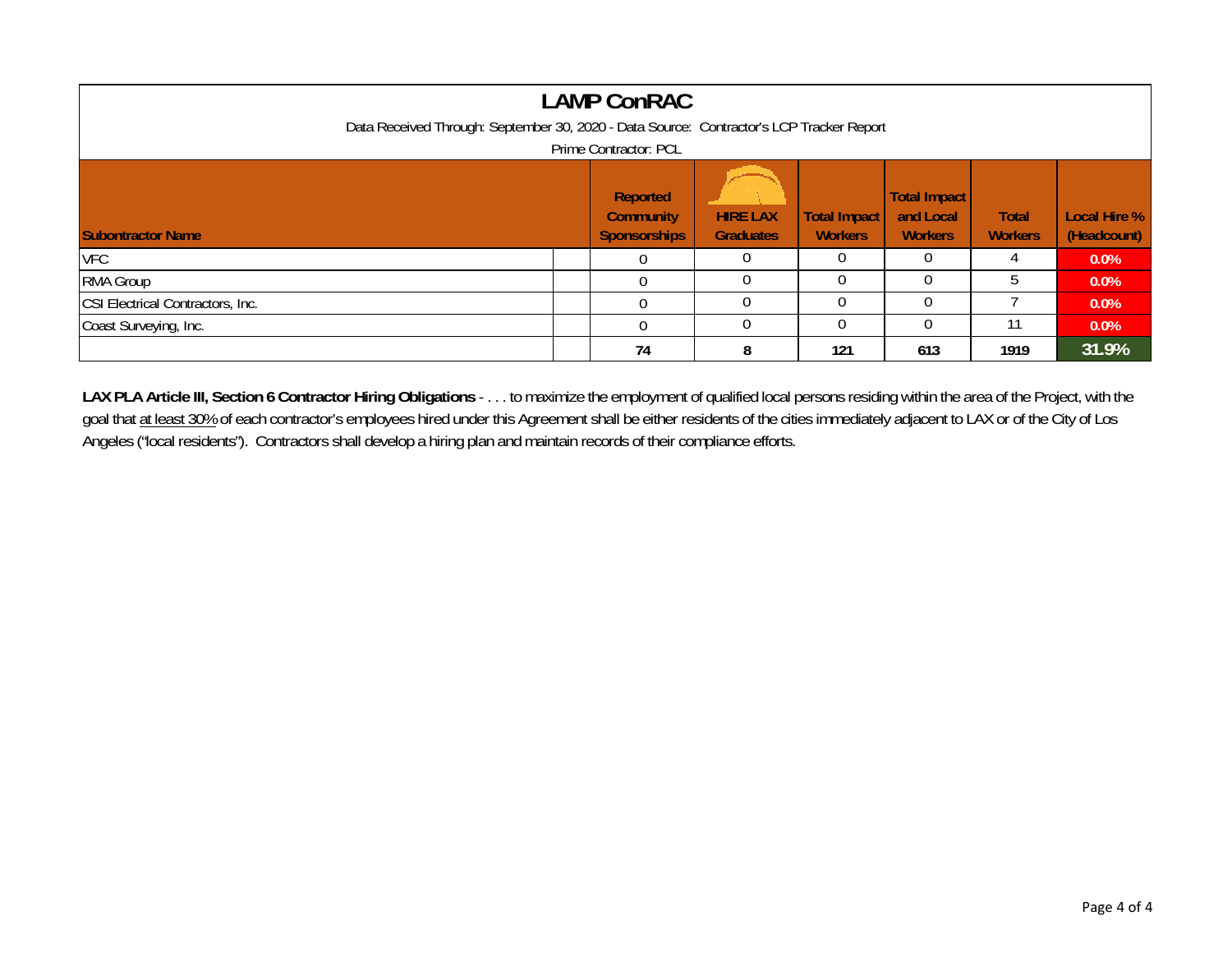# LAMP ConRAC

Data Received Through: September 30, 2020 - Data Source: Contractor's LCP Tracker Report

Prime Contractor: PCL

| Subontractor Name | | Reported Community Sponsorships | HIRE LAX Graduates | Total Impact Workers | Total Impact and Local Workers | Total Workers | Local Hire % (Headcount) |
|---|---|---|---|---|---|---|---|
| VFC | | 0 | 0 | 0 | 0 | 4 | 0.0% |
| RMA Group | | 0 | 0 | 0 | 0 | 5 | 0.0% |
| CSI Electrical Contractors, Inc. | | 0 | 0 | 0 | 0 | 7 | 0.0% |
| Coast Surveying, Inc. | | 0 | 0 | 0 | 0 | 11 | 0.0% |
| | | 74 | 8 | 121 | 613 | 1919 | 31.9% |

**LAX PLA Article III, Section 6 Contractor Hiring Obligations** - . . . to maximize the employment of qualified local persons residing within the area of the Project, with the goal that at least 30% of each contractor's employees hired under this Agreement shall be either residents of the cities immediately adjacent to LAX or of the City of Los Angeles ("local residents"). Contractors shall develop a hiring plan and maintain records of their compliance efforts.